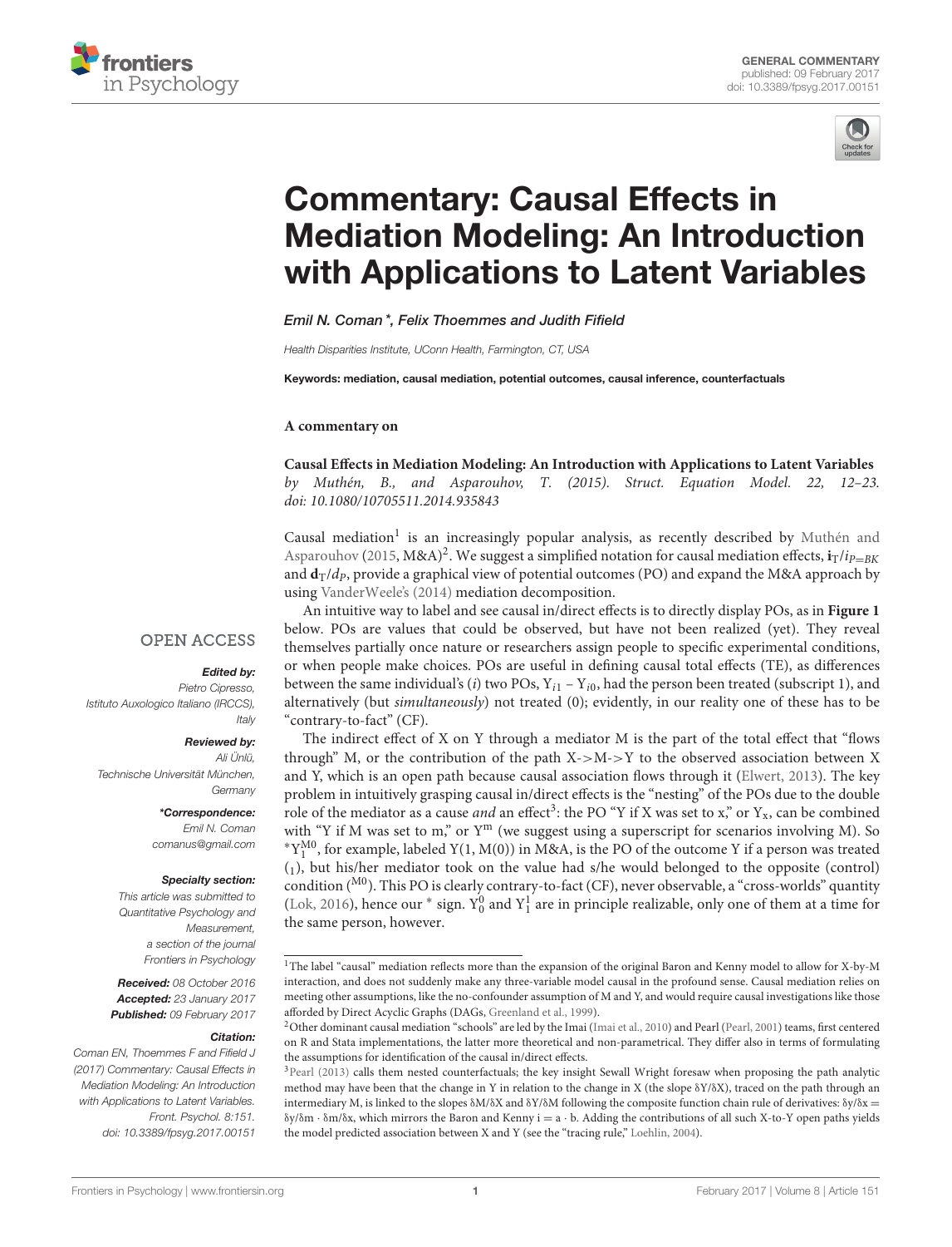# Commentary: Causal Effects in Mediation Modeling: An Introduction with Applications to Latent Variables

*Emil N. Coman\*, Felix Thoemmes and Judith Fifield*

*Health Disparities Institute, UConn Health, Farmington, CT, USA*

**Keywords: mediation, causal mediation, potential outcomes, causal inference, counterfactuals**

**A commentary on**

**Causal Effects in Mediation Modeling: An Introduction with Applications to Latent Variables**
*by Muthén, B., and Asparouhov, T. (2015). Struct. Equation Model. 22, 12–23. doi: 10.1080/10705511.2014.935843*

OPEN ACCESS

***Edited by:***
Pietro Cipresso, Istituto Auxologico Italiano (IRCCS), Italy

***Reviewed by:***
Ali Ünlü, Technische Universität München, Germany

***\*Correspondence:***
Emil N. Coman
comanus@gmail.com

***Specialty section:***
This article was submitted to Quantitative Psychology and Measurement, a section of the journal Frontiers in Psychology

**Received:** *08 October 2016*
**Accepted:** *23 January 2017*
**Published:** *09 February 2017*

***Citation:***
Coman EN, Thoemmes F and Fifield J (2017) Commentary: Causal Effects in Mediation Modeling: An Introduction with Applications to Latent Variables. Front. Psychol. 8:151. doi: 10.3389/fpsyg.2017.00151

Causal mediation[1] is an increasingly popular analysis, as recently described by Muthén and Asparouhov (2015, M&A)[2]. We suggest a simplified notation for causal mediation effects, $\mathbf{i}_T/i_{P=BK}$ and $\mathbf{d}_T/d_P$, provide a graphical view of potential outcomes (PO) and expand the M&A approach by using VanderWeele's (2014) mediation decomposition.

An intuitive way to label and see causal in/direct effects is to directly display POs, as in **Figure 1** below. POs are values that could be observed, but have not been realized (yet). They reveal themselves partially once nature or researchers assign people to specific experimental conditions, or when people make choices. POs are useful in defining causal total effects (TE), as differences between the same individual's ($i$) two POs, $Y_{i1} - Y_{i0}$, had the person been treated (subscript 1), and alternatively (but *simultaneously*) not treated (0); evidently, in our reality one of these has to be "contrary-to-fact" (CF).

The indirect effect of X on Y through a mediator M is the part of the total effect that "flows through" M, or the contribution of the path X->M->Y to the observed association between X and Y, which is an open path because causal association flows through it (Elwert, 2013). The key problem in intuitively grasping causal in/direct effects is the "nesting" of the POs due to the double role of the mediator as a cause *and* an effect[3]: the PO "Y if X was set to x," or $Y_x$, can be combined with "Y if M was set to m," or $Y^m$ (we suggest using a superscript for scenarios involving M). So $^*Y_1^{M0}$, for example, labeled Y(1, M(0)) in M&A, is the PO of the outcome Y if a person was treated ($_1$), but his/her mediator took on the value had s/he would belonged to the opposite (control) condition ($^{M0}$). This PO is clearly contrary-to-fact (CF), never observable, a "cross-worlds" quantity (Lok, 2016), hence our * sign. $Y_0^0$ and $Y_1^1$ are in principle realizable, only one of them at a time for the same person, however.

---

[1]The label "causal" mediation reflects more than the expansion of the original Baron and Kenny model to allow for X-by-M interaction, and does not suddenly make any three-variable model causal in the profound sense. Causal mediation relies on meeting other assumptions, like the no-confounder assumption of M and Y, and would require causal investigations like those afforded by Direct Acyclic Graphs (DAGs, Greenland et al., 1999).

[2]Other dominant causal mediation "schools" are led by the Imai (Imai et al., 2010) and Pearl (Pearl, 2001) teams, first centered on R and Stata implementations, the latter more theoretical and non-parametrical. They differ also in terms of formulating the assumptions for identification of the causal in/direct effects.

[3]Pearl (2013) calls them nested counterfactuals; the key insight Sewall Wright foresaw when proposing the path analytic method may have been that the change in Y in relation to the change in X (the slope δY/δX), traced on the path through an intermediary M, is linked to the slopes δM/δX and δY/δM following the composite function chain rule of derivatives: $\delta y/\delta x = \delta y/\delta m \cdot \delta m/\delta x$, which mirrors the Baron and Kenny $i = a \cdot b$. Adding the contributions of all such X-to-Y open paths yields the model predicted association between X and Y (see the "tracing rule," Loehlin, 2004).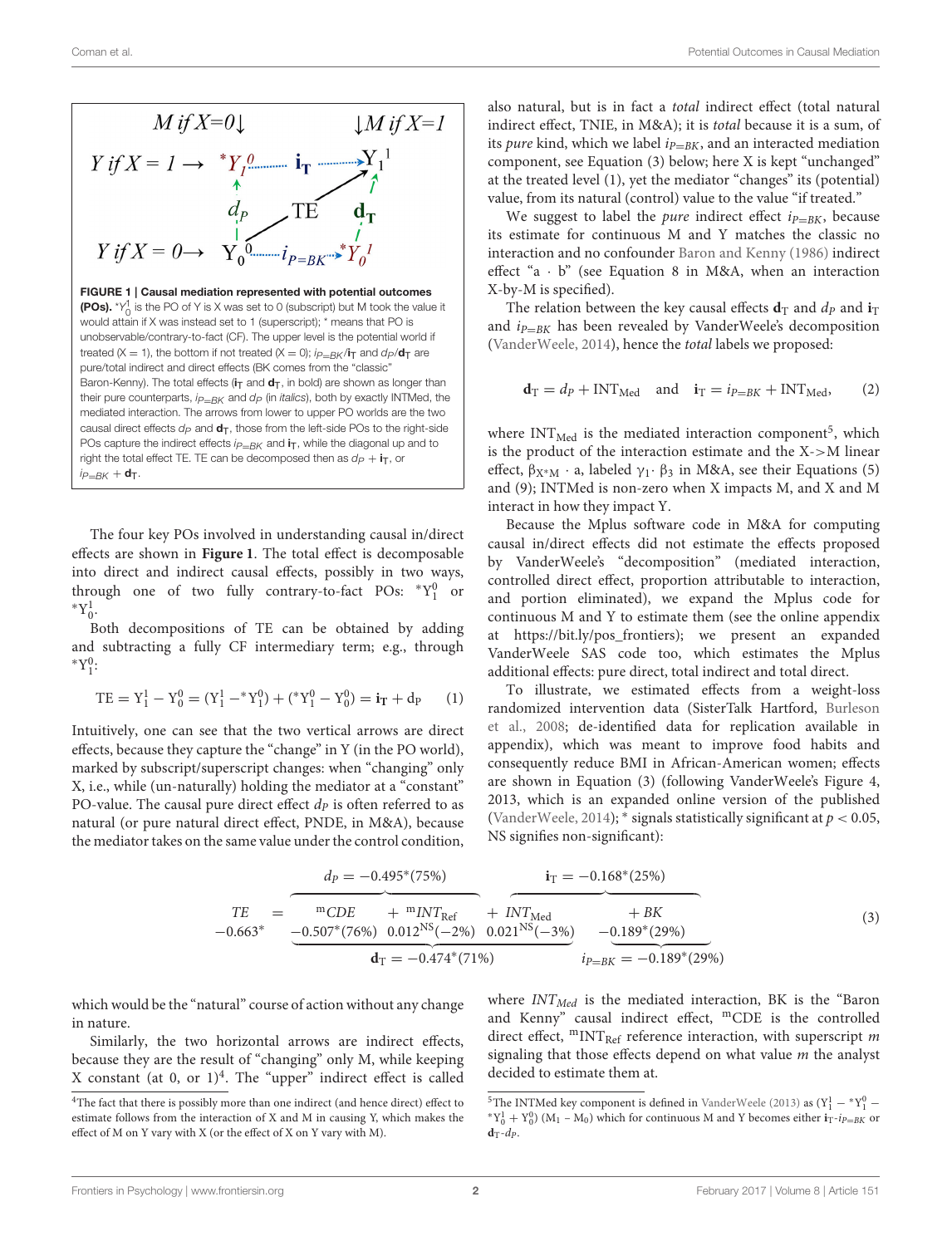**FIGURE 1 | Causal mediation represented with potential outcomes (POs).** $^*Y_0^1$ is the PO of Y is X was set to 0 (subscript) but M took the value it would attain if X was instead set to 1 (superscript); * means that PO is unobservable/contrary-to-fact (CF). The upper level is the potential world if treated (X = 1), the bottom if not treated (X = 0); $i_{P=BK}$/$\mathbf{i}_T$ and $d_P$/$\mathbf{d}_T$ are pure/total indirect and direct effects (BK comes from the "classic" Baron-Kenny). The total effects ($\mathbf{i}_T$ and $\mathbf{d}_T$, in bold) are shown as longer than their pure counterparts, $i_{P=BK}$ and $d_P$ (in *italics*), both by exactly INTMed, the mediated interaction. The arrows from lower to upper PO worlds are the two causal direct effects $d_P$ and $\mathbf{d}_T$, those from the left-side POs to the right-side POs capture the indirect effects $i_{P=BK}$ and $\mathbf{i}_T$, while the diagonal up and to right the total effect TE. TE can be decomposed then as $d_P + \mathbf{i}_T$, or $i_{P=BK} + \mathbf{d}_T$.

The four key POs involved in understanding causal in/direct effects are shown in **Figure 1**. The total effect is decomposable into direct and indirect causal effects, possibly in two ways, through one of two fully contrary-to-fact POs: $^*Y_1^0$ or $^*Y_0^1$.

Both decompositions of TE can be obtained by adding and subtracting a fully CF intermediary term; e.g., through $^*Y_1^0$:

$$\mathrm{TE} = Y_1^1 - Y_0^0 = (Y_1^1 - {}^*Y_1^0) + ({}^*Y_1^0 - Y_0^0) = \mathbf{i}_T + d_P \qquad (1)$$

Intuitively, one can see that the two vertical arrows are direct effects, because they capture the "change" in Y (in the PO world), marked by subscript/superscript changes: when "changing" only X, i.e., while (un-naturally) holding the mediator at a "constant" PO-value. The causal pure direct effect $d_P$ is often referred to as natural (or pure natural direct effect, PNDE, in M&A), because the mediator takes on the same value under the control condition, which would be the "natural" course of action without any change in nature.

Similarly, the two horizontal arrows are indirect effects, because they are the result of "changing" only M, while keeping X constant (at 0, or 1)[4]. The "upper" indirect effect is called also natural, but is in fact a *total* indirect effect (total natural indirect effect, TNIE, in M&A); it is *total* because it is a sum, of its *pure* kind, which we label $i_{P=BK}$, and an interacted mediation component, see Equation (3) below; here X is kept "unchanged" at the treated level (1), yet the mediator "changes" its (potential) value, from its natural (control) value to the value "if treated."

We suggest to label the *pure* indirect effect $i_{P=BK}$, because its estimate for continuous M and Y matches the classic no interaction and no confounder Baron and Kenny (1986) indirect effect "a · b" (see Equation 8 in M&A, when an interaction X-by-M is specified).

The relation between the key causal effects $\mathbf{d}_T$ and $d_P$ and $\mathbf{i}_T$ and $i_{P=BK}$ has been revealed by VanderWeele's decomposition (VanderWeele, 2014), hence the *total* labels we proposed:

$$\mathbf{d}_T = d_P + \mathrm{INT_{Med}} \quad \text{and} \quad \mathbf{i}_T = i_{P=BK} + \mathrm{INT_{Med}}, \qquad (2)$$

where $\mathrm{INT_{Med}}$ is the mediated interaction component[5], which is the product of the interaction estimate and the X->M linear effect, $\beta_{X*M} \cdot a$, labeled $\gamma_1 \cdot \beta_3$ in M&A, see their Equations (5) and (9); INTMed is non-zero when X impacts M, and X and M interact in how they impact Y.

Because the Mplus software code in M&A for computing causal in/direct effects did not estimate the effects proposed by VanderWeele's "decomposition" (mediated interaction, controlled direct effect, proportion attributable to interaction, and portion eliminated), we expand the Mplus code for continuous M and Y to estimate them (see the online appendix at https://bit.ly/pos_frontiers); we present an expanded VanderWeele SAS code too, which estimates the Mplus additional effects: pure direct, total indirect and total direct.

To illustrate, we estimated effects from a weight-loss randomized intervention data (SisterTalk Hartford, Burleson et al., 2008; de-identified data for replication available in appendix), which was meant to improve food habits and consequently reduce BMI in African-American women; effects are shown in Equation (3) (following VanderWeele's Figure 4, 2013, which is an expanded online version of the published (VanderWeele, 2014); * signals statistically significant at $p < 0.05$, NS signifies non-significant):

$$\underset{-0.663^*}{TE} = \overbrace{\underbrace{\underset{-0.507^*(76\%)}{{}^{m}CDE} + \underset{0.012^{NS}(-2\%)}{{}^{m}INT_{\mathrm{Ref}}} + \underset{0.021^{NS}(-3\%)}{INT_{\mathrm{Med}}}}_{\mathbf{d}_T = -0.474^*(71\%)}}^{d_P = -0.495^*(75\%)} + \underbrace{\underset{-0.189^*(29\%)}{BK}}_{i_{P=BK} = -0.189^*(29\%)} \qquad (3)$$

with $\mathbf{i}_T = -0.168^*(25\%)$ spanning $INT_{\mathrm{Med}} + BK$,

where $INT_{Med}$ is the mediated interaction, BK is the "Baron and Kenny" causal indirect effect, $^{m}$CDE is the controlled direct effect, $^{m}\mathrm{INT_{Ref}}$ reference interaction, with superscript *m* signaling that those effects depend on what value *m* the analyst decided to estimate them at.

[4] The fact that there is possibly more than one indirect (and hence direct) effect to estimate follows from the interaction of X and M in causing Y, which makes the effect of M on Y vary with X (or the effect of X on Y vary with M).

[5] The INTMed key component is defined in VanderWeele (2013) as $(Y_1^1 - {}^*Y_1^0 - {}^*Y_0^1 + Y_0^0)\,(M_1 - M_0)$ which for continuous M and Y becomes either $\mathbf{i}_T$-$i_{P=BK}$ or $\mathbf{d}_T$-$d_P$.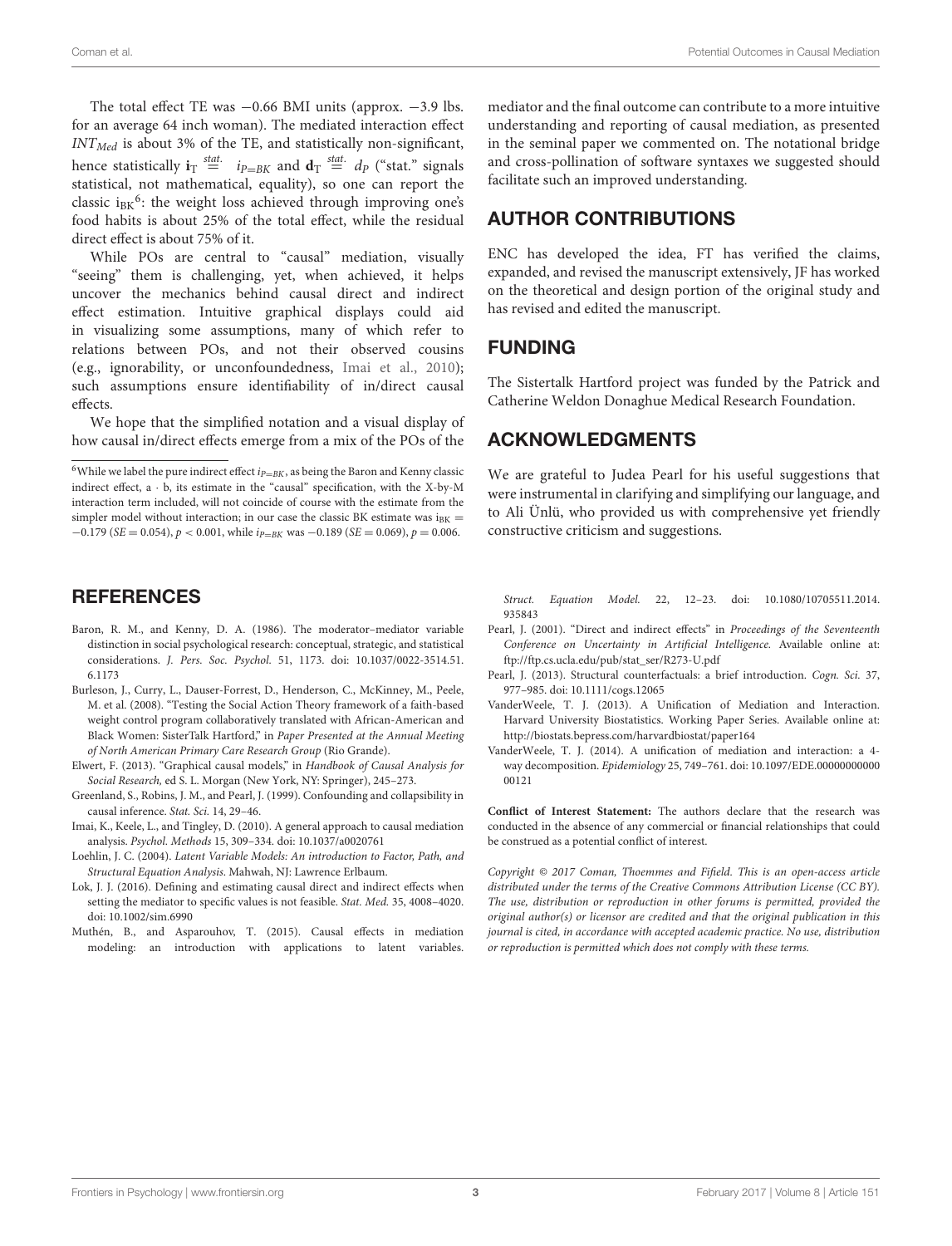The total effect TE was −0.66 BMI units (approx. −3.9 lbs. for an average 64 inch woman). The mediated interaction effect $INT_{Med}$ is about 3% of the TE, and statistically non-significant, hence statistically $\mathbf{i}_T \overset{stat.}{=} i_{P=BK}$ and $\mathbf{d}_T \overset{stat.}{=} d_P$ ("stat." signals statistical, not mathematical, equality), so one can report the classic $i_{BK}$[6]: the weight loss achieved through improving one's food habits is about 25% of the total effect, while the residual direct effect is about 75% of it.

While POs are central to "causal" mediation, visually "seeing" them is challenging, yet, when achieved, it helps uncover the mechanics behind causal direct and indirect effect estimation. Intuitive graphical displays could aid in visualizing some assumptions, many of which refer to relations between POs, and not their observed cousins (e.g., ignorability, or unconfoundedness, Imai et al., 2010); such assumptions ensure identifiability of in/direct causal effects.

We hope that the simplified notation and a visual display of how causal in/direct effects emerge from a mix of the POs of the mediator and the final outcome can contribute to a more intuitive understanding and reporting of causal mediation, as presented in the seminal paper we commented on. The notational bridge and cross-pollination of software syntaxes we suggested should facilitate such an improved understanding.

[6]While we label the pure indirect effect $i_{P=BK}$, as being the Baron and Kenny classic indirect effect, $a \cdot b$, its estimate in the "causal" specification, with the X-by-M interaction term included, will not coincide of course with the estimate from the simpler model without interaction; in our case the classic BK estimate was $i_{BK} = -0.179$ ($SE = 0.054$), $p < 0.001$, while $i_{P=BK}$ was $-0.189$ ($SE = 0.069$), $p = 0.006$.

## AUTHOR CONTRIBUTIONS

ENC has developed the idea, FT has verified the claims, expanded, and revised the manuscript extensively, JF has worked on the theoretical and design portion of the original study and has revised and edited the manuscript.

## FUNDING

The Sistertalk Hartford project was funded by the Patrick and Catherine Weldon Donaghue Medical Research Foundation.

## ACKNOWLEDGMENTS

We are grateful to Judea Pearl for his useful suggestions that were instrumental in clarifying and simplifying our language, and to Ali Ünlü, who provided us with comprehensive yet friendly constructive criticism and suggestions.

## REFERENCES

Baron, R. M., and Kenny, D. A. (1986). The moderator–mediator variable distinction in social psychological research: conceptual, strategic, and statistical considerations. *J. Pers. Soc. Psychol.* 51, 1173. doi: 10.1037/0022-3514.51.6.1173

Burleson, J., Curry, L., Dauser-Forrest, D., Henderson, C., McKinney, M., Peele, M. et al. (2008). "Testing the Social Action Theory framework of a faith-based weight control program collaboratively translated with African-American and Black Women: SisterTalk Hartford," in *Paper Presented at the Annual Meeting of North American Primary Care Research Group* (Rio Grande).

Elwert, F. (2013). "Graphical causal models," in *Handbook of Causal Analysis for Social Research,* ed S. L. Morgan (New York, NY: Springer), 245–273.

Greenland, S., Robins, J. M., and Pearl, J. (1999). Confounding and collapsibility in causal inference. *Stat. Sci.* 14, 29–46.

Imai, K., Keele, L., and Tingley, D. (2010). A general approach to causal mediation analysis. *Psychol. Methods* 15, 309–334. doi: 10.1037/a0020761

Loehlin, J. C. (2004). *Latent Variable Models: An introduction to Factor, Path, and Structural Equation Analysis.* Mahwah, NJ: Lawrence Erlbaum.

Lok, J. J. (2016). Defining and estimating causal direct and indirect effects when setting the mediator to specific values is not feasible. *Stat. Med.* 35, 4008–4020. doi: 10.1002/sim.6990

Muthén, B., and Asparouhov, T. (2015). Causal effects in mediation modeling: an introduction with applications to latent variables. *Struct. Equation Model.* 22, 12–23. doi: 10.1080/10705511.2014.935843

Pearl, J. (2001). "Direct and indirect effects" in *Proceedings of the Seventeenth Conference on Uncertainty in Artificial Intelligence.* Available online at: ftp://ftp.cs.ucla.edu/pub/stat_ser/R273-U.pdf

Pearl, J. (2013). Structural counterfactuals: a brief introduction. *Cogn. Sci.* 37, 977–985. doi: 10.1111/cogs.12065

VanderWeele, T. J. (2013). A Unification of Mediation and Interaction. Harvard University Biostatistics. Working Paper Series. Available online at: http://biostats.bepress.com/harvardbiostat/paper164

VanderWeele, T. J. (2014). A unification of mediation and interaction: a 4-way decomposition. *Epidemiology* 25, 749–761. doi: 10.1097/EDE.0000000000000121

**Conflict of Interest Statement:** The authors declare that the research was conducted in the absence of any commercial or financial relationships that could be construed as a potential conflict of interest.

*Copyright © 2017 Coman, Thoemmes and Fifield. This is an open-access article distributed under the terms of the Creative Commons Attribution License (CC BY). The use, distribution or reproduction in other forums is permitted, provided the original author(s) or licensor are credited and that the original publication in this journal is cited, in accordance with accepted academic practice. No use, distribution or reproduction is permitted which does not comply with these terms.*